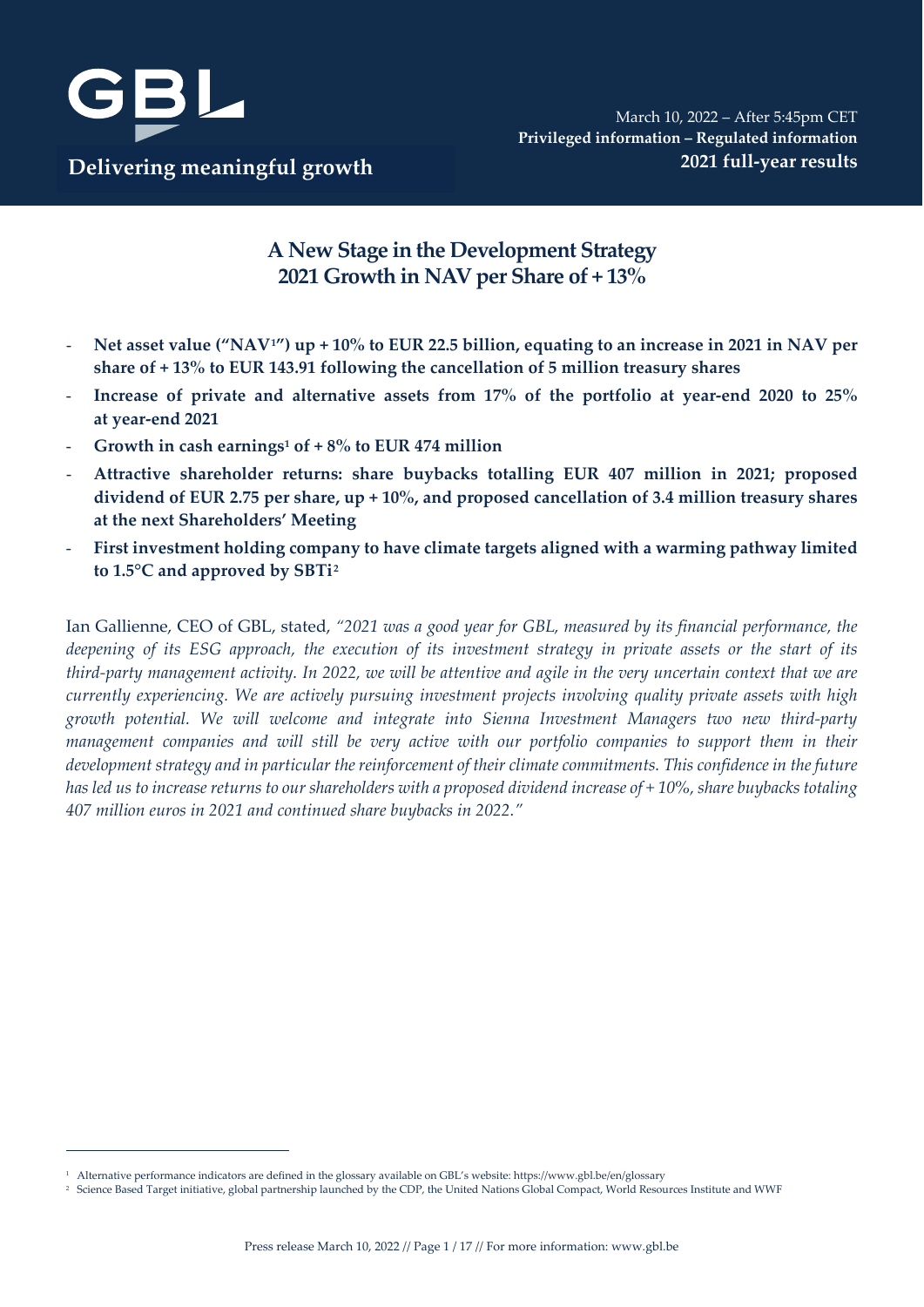GBL

**Delivering meaningful growth**

March 10, 2022 – After 5:45pm CET
**Privileged information – Regulated information**
**2021 full-year results**

# A New Stage in the Development Strategy 2021 Growth in NAV per Share of + 13%

- **Net asset value ("NAV[1]") up + 10% to EUR 22.5 billion, equating to an increase in 2021 in NAV per share of + 13% to EUR 143.91 following the cancellation of 5 million treasury shares**
- **Increase of private and alternative assets from 17% of the portfolio at year-end 2020 to 25% at year-end 2021**
- **Growth in cash earnings[1] of + 8% to EUR 474 million**
- **Attractive shareholder returns: share buybacks totalling EUR 407 million in 2021; proposed dividend of EUR 2.75 per share, up + 10%, and proposed cancellation of 3.4 million treasury shares at the next Shareholders' Meeting**
- **First investment holding company to have climate targets aligned with a warming pathway limited to 1.5°C and approved by SBTi[2]**

Ian Gallienne, CEO of GBL, stated, *"2021 was a good year for GBL, measured by its financial performance, the deepening of its ESG approach, the execution of its investment strategy in private assets or the start of its third-party management activity. In 2022, we will be attentive and agile in the very uncertain context that we are currently experiencing. We are actively pursuing investment projects involving quality private assets with high growth potential. We will welcome and integrate into Sienna Investment Managers two new third-party management companies and will still be very active with our portfolio companies to support them in their development strategy and in particular the reinforcement of their climate commitments. This confidence in the future has led us to increase returns to our shareholders with a proposed dividend increase of + 10%, share buybacks totaling 407 million euros in 2021 and continued share buybacks in 2022."*

[1] Alternative performance indicators are defined in the glossary available on GBL's website: https://www.gbl.be/en/glossary
[2] Science Based Target initiative, global partnership launched by the CDP, the United Nations Global Compact, World Resources Institute and WWF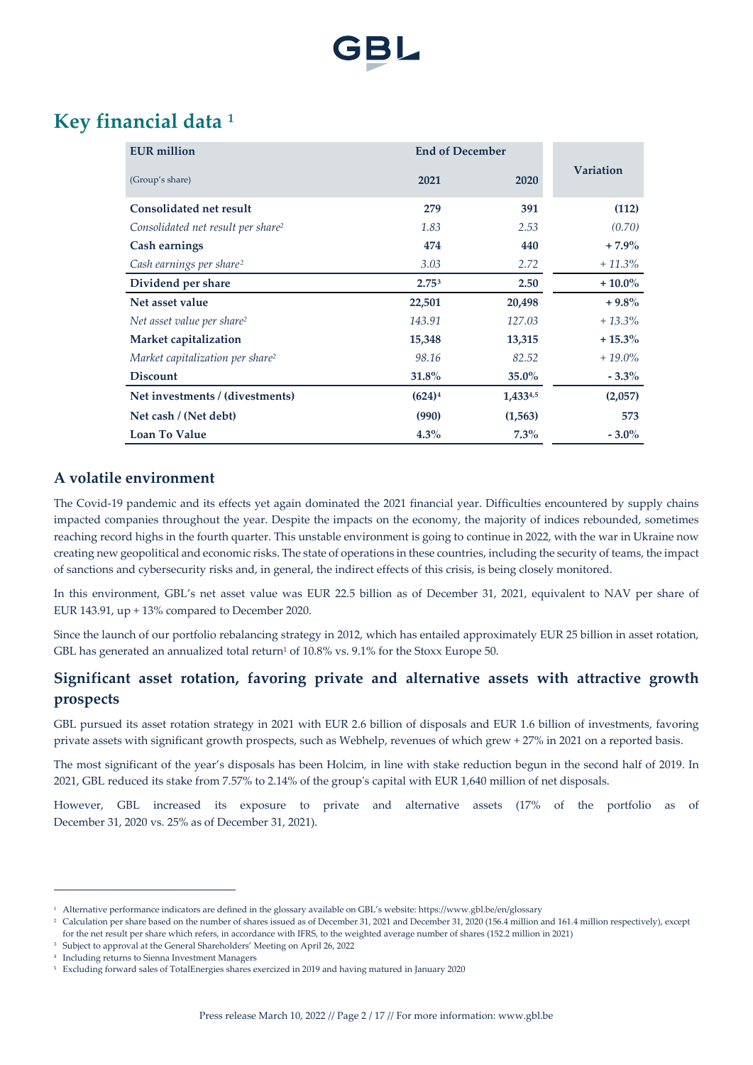# Key financial data [1]

| EUR million | End of December | | Variation |
|---|---|---|---|
| (Group's share) | 2021 | 2020 | |
| **Consolidated net result** | **279** | **391** | **(112)** |
| *Consolidated net result per share[2]* | *1.83* | *2.53* | *(0.70)* |
| **Cash earnings** | **474** | **440** | **+ 7.9%** |
| *Cash earnings per share[2]* | *3.03* | *2.72* | *+ 11.3%* |
| **Dividend per share** | **2.75[3]** | **2.50** | **+ 10.0%** |
| **Net asset value** | **22,501** | **20,498** | **+ 9.8%** |
| *Net asset value per share[2]* | *143.91* | *127.03* | *+ 13.3%* |
| **Market capitalization** | **15,348** | **13,315** | **+ 15.3%** |
| *Market capitalization per share[2]* | *98.16* | *82.52* | *+ 19.0%* |
| **Discount** | **31.8%** | **35.0%** | **- 3.3%** |
| **Net investments / (divestments)** | **(624)[4]** | **1,433[4,5]** | **(2,057)** |
| **Net cash / (Net debt)** | **(990)** | **(1,563)** | **573** |
| **Loan To Value** | **4.3%** | **7.3%** | **- 3.0%** |

## A volatile environment

The Covid-19 pandemic and its effects yet again dominated the 2021 financial year. Difficulties encountered by supply chains impacted companies throughout the year. Despite the impacts on the economy, the majority of indices rebounded, sometimes reaching record highs in the fourth quarter. This unstable environment is going to continue in 2022, with the war in Ukraine now creating new geopolitical and economic risks. The state of operations in these countries, including the security of teams, the impact of sanctions and cybersecurity risks and, in general, the indirect effects of this crisis, is being closely monitored.

In this environment, GBL's net asset value was EUR 22.5 billion as of December 31, 2021, equivalent to NAV per share of EUR 143.91, up + 13% compared to December 2020.

Since the launch of our portfolio rebalancing strategy in 2012, which has entailed approximately EUR 25 billion in asset rotation, GBL has generated an annualized total return[1] of 10.8% vs. 9.1% for the Stoxx Europe 50.

## Significant asset rotation, favoring private and alternative assets with attractive growth prospects

GBL pursued its asset rotation strategy in 2021 with EUR 2.6 billion of disposals and EUR 1.6 billion of investments, favoring private assets with significant growth prospects, such as Webhelp, revenues of which grew + 27% in 2021 on a reported basis.

The most significant of the year's disposals has been Holcim, in line with stake reduction begun in the second half of 2019. In 2021, GBL reduced its stake from 7.57% to 2.14% of the group's capital with EUR 1,640 million of net disposals.

However, GBL increased its exposure to private and alternative assets (17% of the portfolio as of December 31, 2020 vs. 25% as of December 31, 2021).

---

[1] Alternative performance indicators are defined in the glossary available on GBL's website: https://www.gbl.be/en/glossary

[2] Calculation per share based on the number of shares issued as of December 31, 2021 and December 31, 2020 (156.4 million and 161.4 million respectively), except for the net result per share which refers, in accordance with IFRS, to the weighted average number of shares (152.2 million in 2021)

[3] Subject to approval at the General Shareholders' Meeting on April 26, 2022

[4] Including returns to Sienna Investment Managers

[5] Excluding forward sales of TotalEnergies shares exercized in 2019 and having matured in January 2020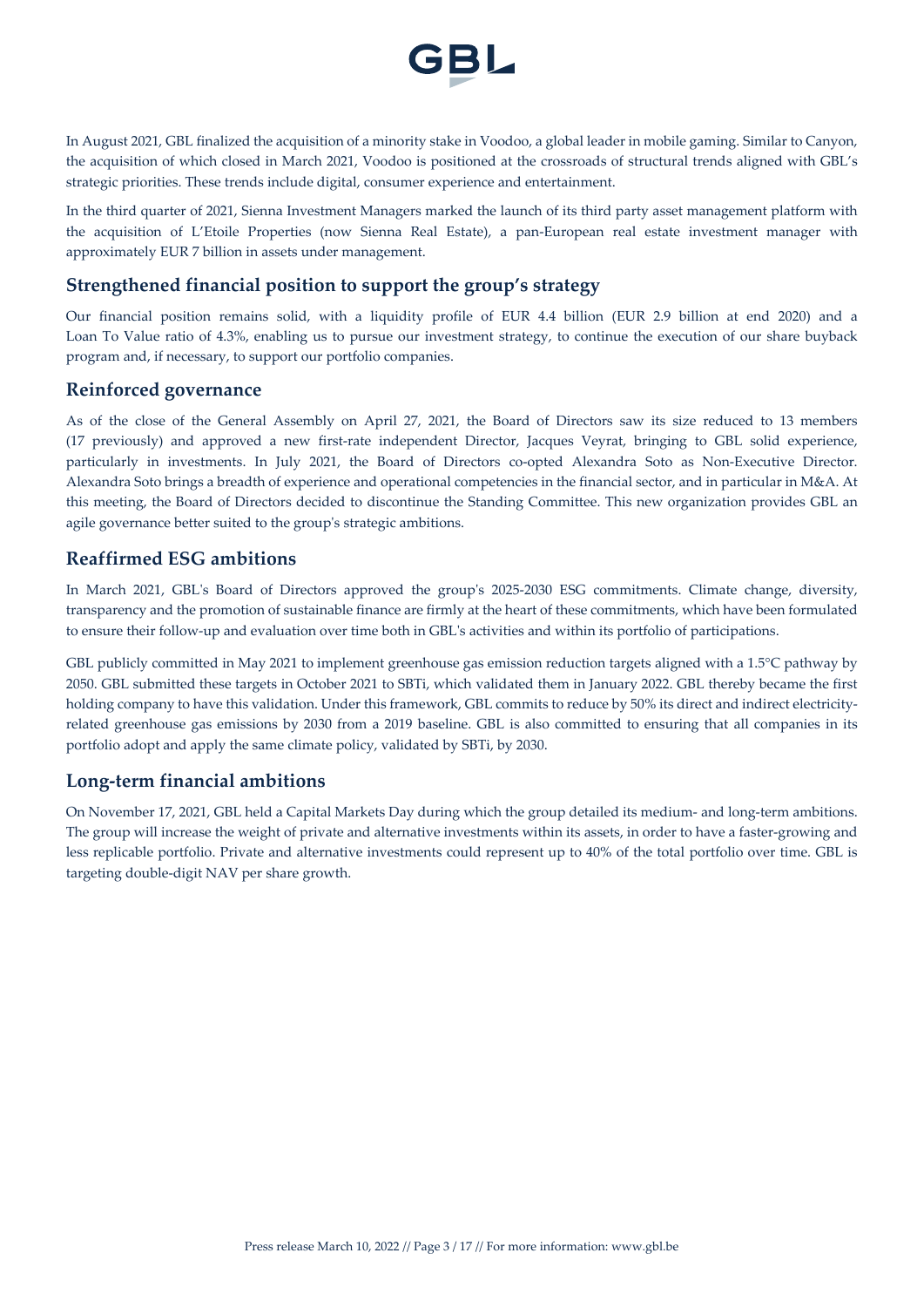In August 2021, GBL finalized the acquisition of a minority stake in Voodoo, a global leader in mobile gaming. Similar to Canyon, the acquisition of which closed in March 2021, Voodoo is positioned at the crossroads of structural trends aligned with GBL's strategic priorities. These trends include digital, consumer experience and entertainment.

In the third quarter of 2021, Sienna Investment Managers marked the launch of its third party asset management platform with the acquisition of L'Etoile Properties (now Sienna Real Estate), a pan-European real estate investment manager with approximately EUR 7 billion in assets under management.

## Strengthened financial position to support the group's strategy

Our financial position remains solid, with a liquidity profile of EUR 4.4 billion (EUR 2.9 billion at end 2020) and a Loan To Value ratio of 4.3%, enabling us to pursue our investment strategy, to continue the execution of our share buyback program and, if necessary, to support our portfolio companies.

## Reinforced governance

As of the close of the General Assembly on April 27, 2021, the Board of Directors saw its size reduced to 13 members (17 previously) and approved a new first-rate independent Director, Jacques Veyrat, bringing to GBL solid experience, particularly in investments. In July 2021, the Board of Directors co-opted Alexandra Soto as Non-Executive Director. Alexandra Soto brings a breadth of experience and operational competencies in the financial sector, and in particular in M&A. At this meeting, the Board of Directors decided to discontinue the Standing Committee. This new organization provides GBL an agile governance better suited to the group's strategic ambitions.

## Reaffirmed ESG ambitions

In March 2021, GBL's Board of Directors approved the group's 2025-2030 ESG commitments. Climate change, diversity, transparency and the promotion of sustainable finance are firmly at the heart of these commitments, which have been formulated to ensure their follow-up and evaluation over time both in GBL's activities and within its portfolio of participations.

GBL publicly committed in May 2021 to implement greenhouse gas emission reduction targets aligned with a 1.5°C pathway by 2050. GBL submitted these targets in October 2021 to SBTi, which validated them in January 2022. GBL thereby became the first holding company to have this validation. Under this framework, GBL commits to reduce by 50% its direct and indirect electricity-related greenhouse gas emissions by 2030 from a 2019 baseline. GBL is also committed to ensuring that all companies in its portfolio adopt and apply the same climate policy, validated by SBTi, by 2030.

## Long-term financial ambitions

On November 17, 2021, GBL held a Capital Markets Day during which the group detailed its medium- and long-term ambitions. The group will increase the weight of private and alternative investments within its assets, in order to have a faster-growing and less replicable portfolio. Private and alternative investments could represent up to 40% of the total portfolio over time. GBL is targeting double-digit NAV per share growth.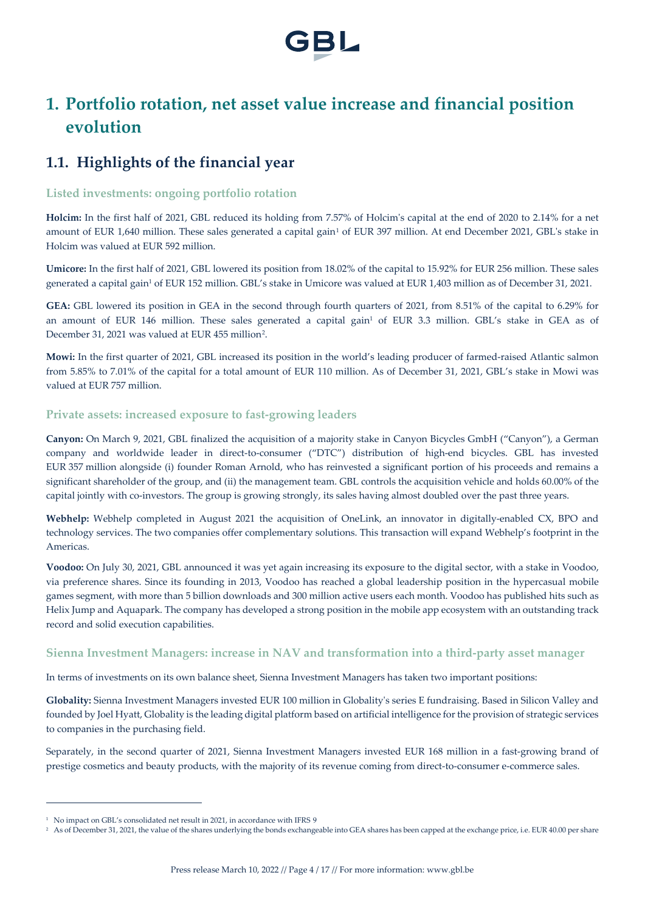# 1. Portfolio rotation, net asset value increase and financial position evolution

## 1.1. Highlights of the financial year

### Listed investments: ongoing portfolio rotation

**Holcim:** In the first half of 2021, GBL reduced its holding from 7.57% of Holcim's capital at the end of 2020 to 2.14% for a net amount of EUR 1,640 million. These sales generated a capital gain[1] of EUR 397 million. At end December 2021, GBL's stake in Holcim was valued at EUR 592 million.

**Umicore:** In the first half of 2021, GBL lowered its position from 18.02% of the capital to 15.92% for EUR 256 million. These sales generated a capital gain[1] of EUR 152 million. GBL's stake in Umicore was valued at EUR 1,403 million as of December 31, 2021.

**GEA:** GBL lowered its position in GEA in the second through fourth quarters of 2021, from 8.51% of the capital to 6.29% for an amount of EUR 146 million. These sales generated a capital gain[1] of EUR 3.3 million. GBL's stake in GEA as of December 31, 2021 was valued at EUR 455 million[2].

**Mowi:** In the first quarter of 2021, GBL increased its position in the world's leading producer of farmed-raised Atlantic salmon from 5.85% to 7.01% of the capital for a total amount of EUR 110 million. As of December 31, 2021, GBL's stake in Mowi was valued at EUR 757 million.

### Private assets: increased exposure to fast-growing leaders

**Canyon:** On March 9, 2021, GBL finalized the acquisition of a majority stake in Canyon Bicycles GmbH ("Canyon"), a German company and worldwide leader in direct-to-consumer ("DTC") distribution of high-end bicycles. GBL has invested EUR 357 million alongside (i) founder Roman Arnold, who has reinvested a significant portion of his proceeds and remains a significant shareholder of the group, and (ii) the management team. GBL controls the acquisition vehicle and holds 60.00% of the capital jointly with co-investors. The group is growing strongly, its sales having almost doubled over the past three years.

**Webhelp:** Webhelp completed in August 2021 the acquisition of OneLink, an innovator in digitally-enabled CX, BPO and technology services. The two companies offer complementary solutions. This transaction will expand Webhelp's footprint in the Americas.

**Voodoo:** On July 30, 2021, GBL announced it was yet again increasing its exposure to the digital sector, with a stake in Voodoo, via preference shares. Since its founding in 2013, Voodoo has reached a global leadership position in the hypercasual mobile games segment, with more than 5 billion downloads and 300 million active users each month. Voodoo has published hits such as Helix Jump and Aquapark. The company has developed a strong position in the mobile app ecosystem with an outstanding track record and solid execution capabilities.

### Sienna Investment Managers: increase in NAV and transformation into a third-party asset manager

In terms of investments on its own balance sheet, Sienna Investment Managers has taken two important positions:

**Globality:** Sienna Investment Managers invested EUR 100 million in Globality's series E fundraising. Based in Silicon Valley and founded by Joel Hyatt, Globality is the leading digital platform based on artificial intelligence for the provision of strategic services to companies in the purchasing field.

Separately, in the second quarter of 2021, Sienna Investment Managers invested EUR 168 million in a fast-growing brand of prestige cosmetics and beauty products, with the majority of its revenue coming from direct-to-consumer e-commerce sales.

---

[1] No impact on GBL's consolidated net result in 2021, in accordance with IFRS 9

[2] As of December 31, 2021, the value of the shares underlying the bonds exchangeable into GEA shares has been capped at the exchange price, i.e. EUR 40.00 per share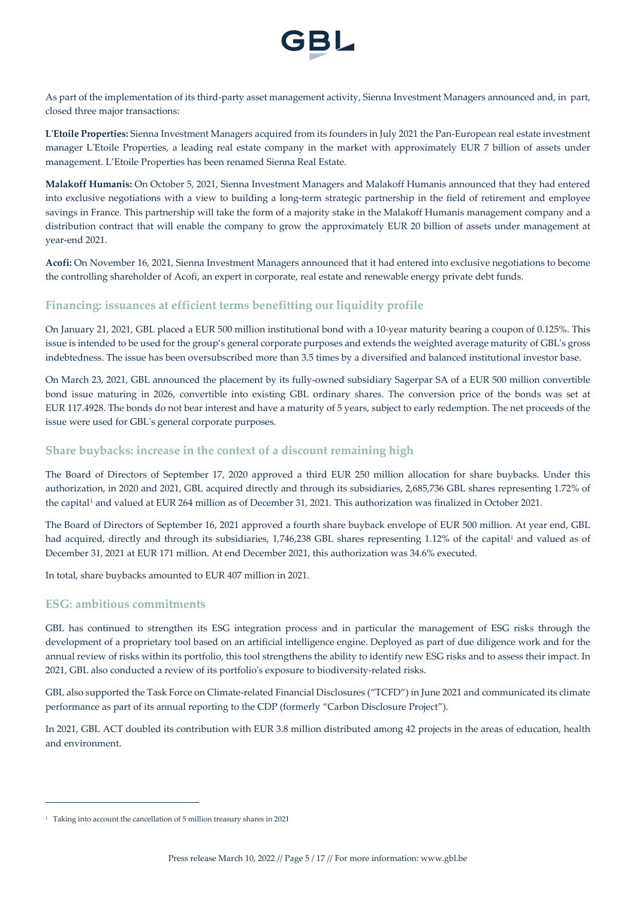As part of the implementation of its third-party asset management activity, Sienna Investment Managers announced and, in part, closed three major transactions:

**L'Etoile Properties:** Sienna Investment Managers acquired from its founders in July 2021 the Pan-European real estate investment manager L'Etoile Properties, a leading real estate company in the market with approximately EUR 7 billion of assets under management. L'Etoile Properties has been renamed Sienna Real Estate.

**Malakoff Humanis:** On October 5, 2021, Sienna Investment Managers and Malakoff Humanis announced that they had entered into exclusive negotiations with a view to building a long-term strategic partnership in the field of retirement and employee savings in France. This partnership will take the form of a majority stake in the Malakoff Humanis management company and a distribution contract that will enable the company to grow the approximately EUR 20 billion of assets under management at year-end 2021.

**Acofi:** On November 16, 2021, Sienna Investment Managers announced that it had entered into exclusive negotiations to become the controlling shareholder of Acofi, an expert in corporate, real estate and renewable energy private debt funds.

## Financing: issuances at efficient terms benefitting our liquidity profile

On January 21, 2021, GBL placed a EUR 500 million institutional bond with a 10-year maturity bearing a coupon of 0.125%. This issue is intended to be used for the group's general corporate purposes and extends the weighted average maturity of GBL's gross indebtedness. The issue has been oversubscribed more than 3.5 times by a diversified and balanced institutional investor base.

On March 23, 2021, GBL announced the placement by its fully-owned subsidiary Sagerpar SA of a EUR 500 million convertible bond issue maturing in 2026, convertible into existing GBL ordinary shares. The conversion price of the bonds was set at EUR 117.4928. The bonds do not bear interest and have a maturity of 5 years, subject to early redemption. The net proceeds of the issue were used for GBL's general corporate purposes.

## Share buybacks: increase in the context of a discount remaining high

The Board of Directors of September 17, 2020 approved a third EUR 250 million allocation for share buybacks. Under this authorization, in 2020 and 2021, GBL acquired directly and through its subsidiaries, 2,685,736 GBL shares representing 1.72% of the capital[1] and valued at EUR 264 million as of December 31, 2021. This authorization was finalized in October 2021.

The Board of Directors of September 16, 2021 approved a fourth share buyback envelope of EUR 500 million. At year end, GBL had acquired, directly and through its subsidiaries, 1,746,238 GBL shares representing 1.12% of the capital[1] and valued as of December 31, 2021 at EUR 171 million. At end December 2021, this authorization was 34.6% executed.

In total, share buybacks amounted to EUR 407 million in 2021.

## ESG: ambitious commitments

GBL has continued to strengthen its ESG integration process and in particular the management of ESG risks through the development of a proprietary tool based on an artificial intelligence engine. Deployed as part of due diligence work and for the annual review of risks within its portfolio, this tool strengthens the ability to identify new ESG risks and to assess their impact. In 2021, GBL also conducted a review of its portfolio's exposure to biodiversity-related risks.

GBL also supported the Task Force on Climate-related Financial Disclosures ("TCFD") in June 2021 and communicated its climate performance as part of its annual reporting to the CDP (formerly "Carbon Disclosure Project").

In 2021, GBL ACT doubled its contribution with EUR 3.8 million distributed among 42 projects in the areas of education, health and environment.

---

[1] Taking into account the cancellation of 5 million treasury shares in 2021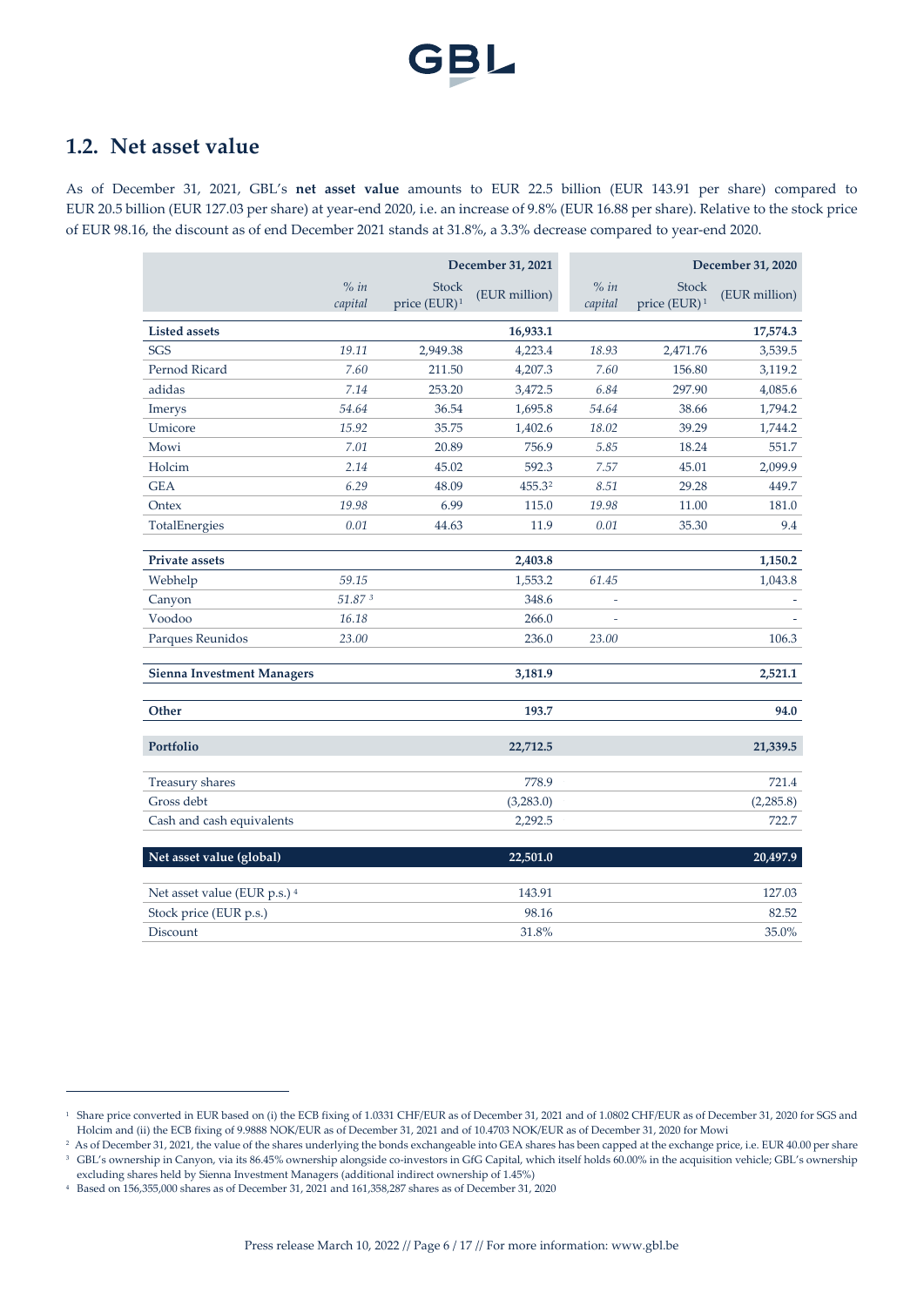## 1.2. Net asset value

As of December 31, 2021, GBL's **net asset value** amounts to EUR 22.5 billion (EUR 143.91 per share) compared to EUR 20.5 billion (EUR 127.03 per share) at year-end 2020, i.e. an increase of 9.8% (EUR 16.88 per share). Relative to the stock price of EUR 98.16, the discount as of end December 2021 stands at 31.8%, a 3.3% decrease compared to year-end 2020.

| | December 31, 2021 | | | December 31, 2020 | | |
|---|---|---|---|---|---|---|
| | *% in capital* | Stock price (EUR)[1] | (EUR million) | *% in capital* | Stock price (EUR)[1] | (EUR million) |
| **Listed assets** | | | **16,933.1** | | | **17,574.3** |
| SGS | *19.11* | 2,949.38 | 4,223.4 | *18.93* | 2,471.76 | 3,539.5 |
| Pernod Ricard | *7.60* | 211.50 | 4,207.3 | *7.60* | 156.80 | 3,119.2 |
| adidas | *7.14* | 253.20 | 3,472.5 | *6.84* | 297.90 | 4,085.6 |
| Imerys | *54.64* | 36.54 | 1,695.8 | *54.64* | 38.66 | 1,794.2 |
| Umicore | *15.92* | 35.75 | 1,402.6 | *18.02* | 39.29 | 1,744.2 |
| Mowi | *7.01* | 20.89 | 756.9 | *5.85* | 18.24 | 551.7 |
| Holcim | *2.14* | 45.02 | 592.3 | *7.57* | 45.01 | 2,099.9 |
| GEA | *6.29* | 48.09 | 455.3[2] | *8.51* | 29.28 | 449.7 |
| Ontex | *19.98* | 6.99 | 115.0 | *19.98* | 11.00 | 181.0 |
| TotalEnergies | *0.01* | 44.63 | 11.9 | *0.01* | 35.30 | 9.4 |
| **Private assets** | | | **2,403.8** | | | **1,150.2** |
| Webhelp | *59.15* | | 1,553.2 | *61.45* | | 1,043.8 |
| Canyon | *51.87*[3] | | 348.6 | - | | - |
| Voodoo | *16.18* | | 266.0 | - | | - |
| Parques Reunidos | *23.00* | | 236.0 | *23.00* | | 106.3 |
| **Sienna Investment Managers** | | | **3,181.9** | | | **2,521.1** |
| **Other** | | | **193.7** | | | **94.0** |
| **Portfolio** | | | **22,712.5** | | | **21,339.5** |
| Treasury shares | | | 778.9 | | | 721.4 |
| Gross debt | | | (3,283.0) | | | (2,285.8) |
| Cash and cash equivalents | | | 2,292.5 | | | 722.7 |
| **Net asset value (global)** | | | **22,501.0** | | | **20,497.9** |
| Net asset value (EUR p.s.)[4] | | | 143.91 | | | 127.03 |
| Stock price (EUR p.s.) | | | 98.16 | | | 82.52 |
| Discount | | | 31.8% | | | 35.0% |

[1] Share price converted in EUR based on (i) the ECB fixing of 1.0331 CHF/EUR as of December 31, 2021 and of 1.0802 CHF/EUR as of December 31, 2020 for SGS and Holcim and (ii) the ECB fixing of 9.9888 NOK/EUR as of December 31, 2021 and of 10.4703 NOK/EUR as of December 31, 2020 for Mowi

[2] As of December 31, 2021, the value of the shares underlying the bonds exchangeable into GEA shares has been capped at the exchange price, i.e. EUR 40.00 per share

[3] GBL's ownership in Canyon, via its 86.45% ownership alongside co-investors in GfG Capital, which itself holds 60.00% in the acquisition vehicle; GBL's ownership excluding shares held by Sienna Investment Managers (additional indirect ownership of 1.45%)

[4] Based on 156,355,000 shares as of December 31, 2021 and 161,358,287 shares as of December 31, 2020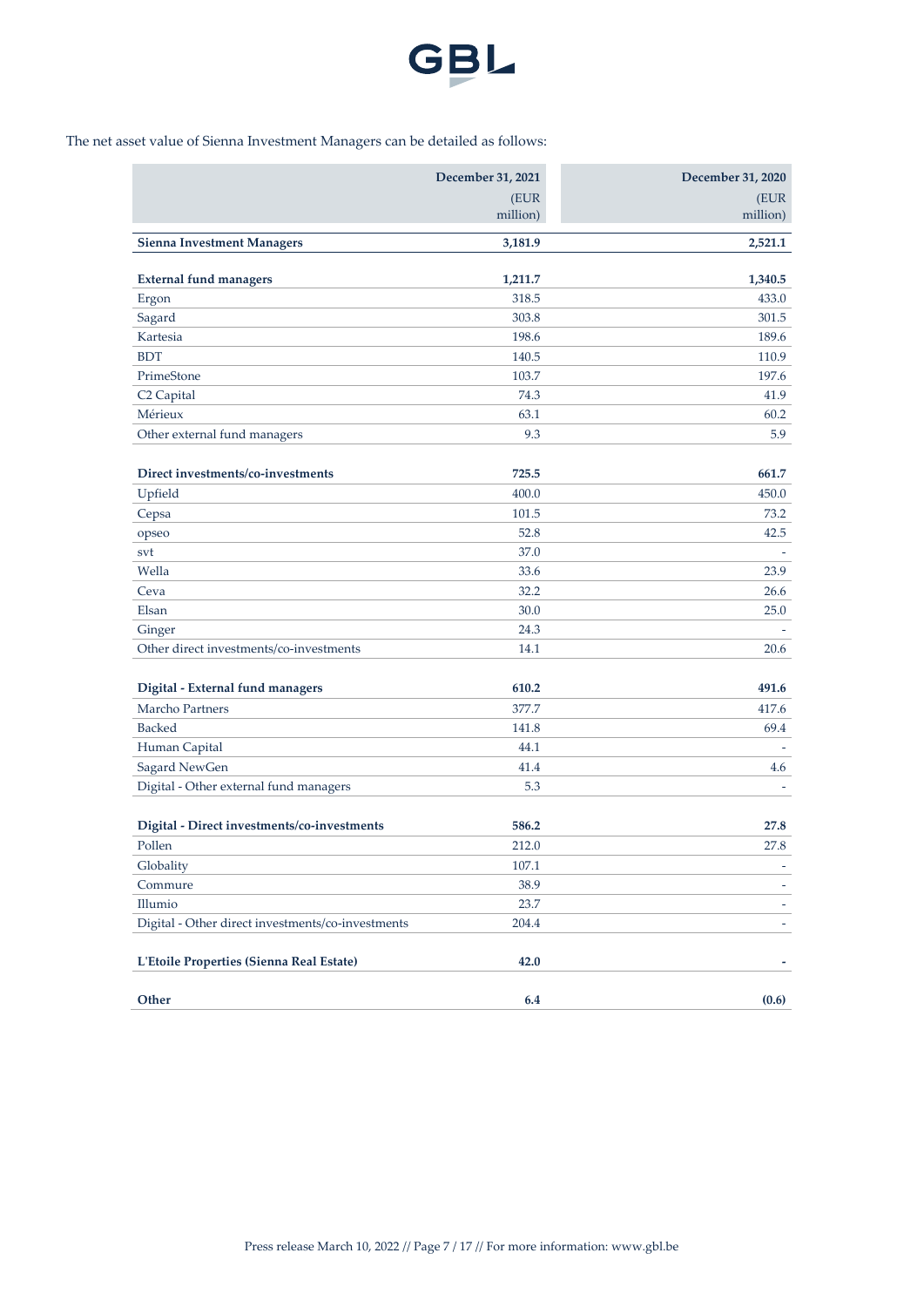The net asset value of Sienna Investment Managers can be detailed as follows:

| | December 31, 2021 (EUR million) | December 31, 2020 (EUR million) |
|---|---|---|
| **Sienna Investment Managers** | **3,181.9** | **2,521.1** |
| **External fund managers** | **1,211.7** | **1,340.5** |
| Ergon | 318.5 | 433.0 |
| Sagard | 303.8 | 301.5 |
| Kartesia | 198.6 | 189.6 |
| BDT | 140.5 | 110.9 |
| PrimeStone | 103.7 | 197.6 |
| C2 Capital | 74.3 | 41.9 |
| Mérieux | 63.1 | 60.2 |
| Other external fund managers | 9.3 | 5.9 |
| **Direct investments/co-investments** | **725.5** | **661.7** |
| Upfield | 400.0 | 450.0 |
| Cepsa | 101.5 | 73.2 |
| opseo | 52.8 | 42.5 |
| svt | 37.0 | - |
| Wella | 33.6 | 23.9 |
| Ceva | 32.2 | 26.6 |
| Elsan | 30.0 | 25.0 |
| Ginger | 24.3 | - |
| Other direct investments/co-investments | 14.1 | 20.6 |
| **Digital - External fund managers** | **610.2** | **491.6** |
| Marcho Partners | 377.7 | 417.6 |
| Backed | 141.8 | 69.4 |
| Human Capital | 44.1 | - |
| Sagard NewGen | 41.4 | 4.6 |
| Digital - Other external fund managers | 5.3 | - |
| **Digital - Direct investments/co-investments** | **586.2** | **27.8** |
| Pollen | 212.0 | 27.8 |
| Globality | 107.1 | - |
| Commure | 38.9 | - |
| Illumio | 23.7 | - |
| Digital - Other direct investments/co-investments | 204.4 | - |
| **L'Etoile Properties (Sienna Real Estate)** | **42.0** | **-** |
| **Other** | **6.4** | **(0.6)** |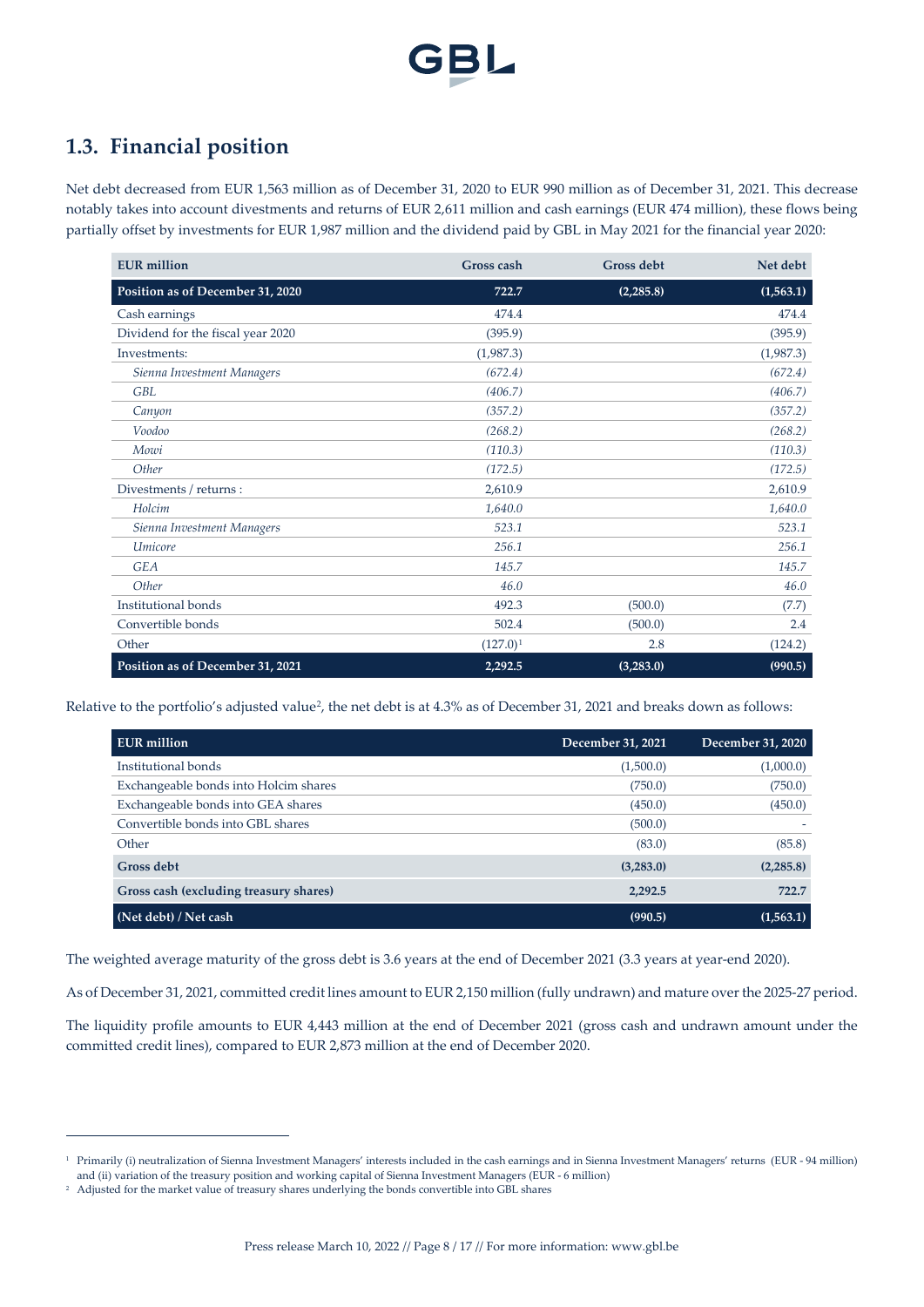## 1.3. Financial position

Net debt decreased from EUR 1,563 million as of December 31, 2020 to EUR 990 million as of December 31, 2021. This decrease notably takes into account divestments and returns of EUR 2,611 million and cash earnings (EUR 474 million), these flows being partially offset by investments for EUR 1,987 million and the dividend paid by GBL in May 2021 for the financial year 2020:

| EUR million | Gross cash | Gross debt | Net debt |
|---|---|---|---|
| **Position as of December 31, 2020** | **722.7** | **(2,285.8)** | **(1,563.1)** |
| Cash earnings | 474.4 | | 474.4 |
| Dividend for the fiscal year 2020 | (395.9) | | (395.9) |
| Investments: | (1,987.3) | | (1,987.3) |
| *Sienna Investment Managers* | *(672.4)* | | *(672.4)* |
| *GBL* | *(406.7)* | | *(406.7)* |
| *Canyon* | *(357.2)* | | *(357.2)* |
| *Voodoo* | *(268.2)* | | *(268.2)* |
| *Mowi* | *(110.3)* | | *(110.3)* |
| *Other* | *(172.5)* | | *(172.5)* |
| Divestments / returns : | 2,610.9 | | 2,610.9 |
| *Holcim* | *1,640.0* | | *1,640.0* |
| *Sienna Investment Managers* | *523.1* | | *523.1* |
| *Umicore* | *256.1* | | *256.1* |
| *GEA* | *145.7* | | *145.7* |
| *Other* | *46.0* | | *46.0* |
| Institutional bonds | 492.3 | (500.0) | (7.7) |
| Convertible bonds | 502.4 | (500.0) | 2.4 |
| Other | (127.0)[1] | 2.8 | (124.2) |
| **Position as of December 31, 2021** | **2,292.5** | **(3,283.0)** | **(990.5)** |

Relative to the portfolio's adjusted value[2], the net debt is at 4.3% as of December 31, 2021 and breaks down as follows:

| EUR million | December 31, 2021 | December 31, 2020 |
|---|---|---|
| Institutional bonds | (1,500.0) | (1,000.0) |
| Exchangeable bonds into Holcim shares | (750.0) | (750.0) |
| Exchangeable bonds into GEA shares | (450.0) | (450.0) |
| Convertible bonds into GBL shares | (500.0) | - |
| Other | (83.0) | (85.8) |
| **Gross debt** | **(3,283.0)** | **(2,285.8)** |
| **Gross cash (excluding treasury shares)** | **2,292.5** | **722.7** |
| **(Net debt) / Net cash** | **(990.5)** | **(1,563.1)** |

The weighted average maturity of the gross debt is 3.6 years at the end of December 2021 (3.3 years at year-end 2020).

As of December 31, 2021, committed credit lines amount to EUR 2,150 million (fully undrawn) and mature over the 2025-27 period.

The liquidity profile amounts to EUR 4,443 million at the end of December 2021 (gross cash and undrawn amount under the committed credit lines), compared to EUR 2,873 million at the end of December 2020.

[1] Primarily (i) neutralization of Sienna Investment Managers' interests included in the cash earnings and in Sienna Investment Managers' returns (EUR - 94 million) and (ii) variation of the treasury position and working capital of Sienna Investment Managers (EUR - 6 million)

[2] Adjusted for the market value of treasury shares underlying the bonds convertible into GBL shares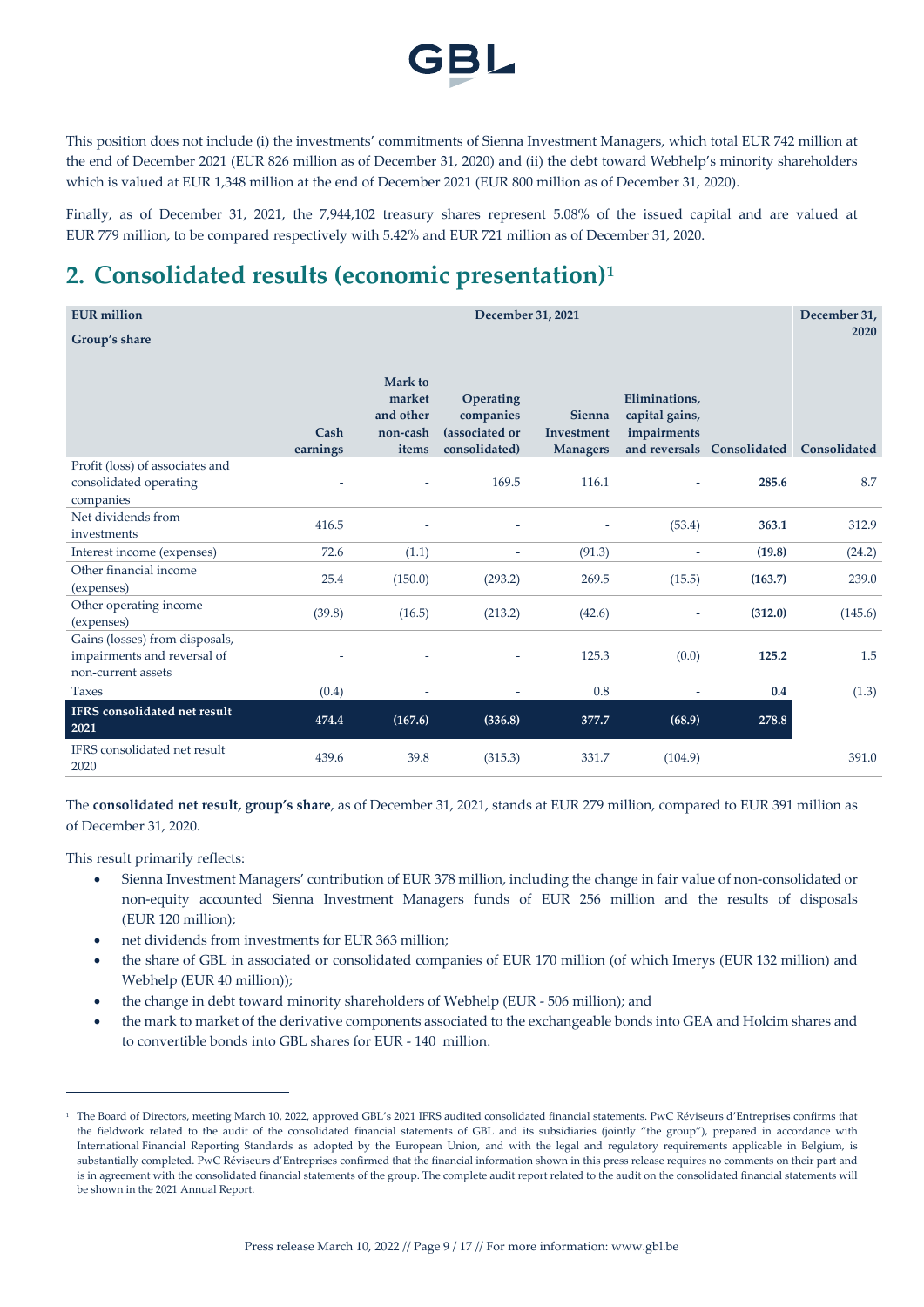This position does not include (i) the investments' commitments of Sienna Investment Managers, which total EUR 742 million at the end of December 2021 (EUR 826 million as of December 31, 2020) and (ii) the debt toward Webhelp's minority shareholders which is valued at EUR 1,348 million at the end of December 2021 (EUR 800 million as of December 31, 2020).

Finally, as of December 31, 2021, the 7,944,102 treasury shares represent 5.08% of the issued capital and are valued at EUR 779 million, to be compared respectively with 5.42% and EUR 721 million as of December 31, 2020.

## 2. Consolidated results (economic presentation)[1]

| EUR million<br>Group's share | December 31, 2021 | | | | | | December 31, 2020 |
|---|---|---|---|---|---|---|---|
| | Cash earnings | Mark to market and other non-cash items | Operating companies (associated or consolidated) | Sienna Investment Managers | Eliminations, capital gains, impairments and reversals | Consolidated | Consolidated |
| Profit (loss) of associates and consolidated operating companies | - | - | 169.5 | 116.1 | - | **285.6** | 8.7 |
| Net dividends from investments | 416.5 | - | - | - | (53.4) | **363.1** | 312.9 |
| Interest income (expenses) | 72.6 | (1.1) | - | (91.3) | - | **(19.8)** | (24.2) |
| Other financial income (expenses) | 25.4 | (150.0) | (293.2) | 269.5 | (15.5) | **(163.7)** | 239.0 |
| Other operating income (expenses) | (39.8) | (16.5) | (213.2) | (42.6) | - | **(312.0)** | (145.6) |
| Gains (losses) from disposals, impairments and reversal of non-current assets | - | - | - | 125.3 | (0.0) | **125.2** | 1.5 |
| Taxes | (0.4) | - | - | 0.8 | - | **0.4** | (1.3) |
| **IFRS consolidated net result 2021** | **474.4** | **(167.6)** | **(336.8)** | **377.7** | **(68.9)** | **278.8** | |
| IFRS consolidated net result 2020 | 439.6 | 39.8 | (315.3) | 331.7 | (104.9) | | 391.0 |

The **consolidated net result, group's share**, as of December 31, 2021, stands at EUR 279 million, compared to EUR 391 million as of December 31, 2020.

This result primarily reflects:

- Sienna Investment Managers' contribution of EUR 378 million, including the change in fair value of non-consolidated or non-equity accounted Sienna Investment Managers funds of EUR 256 million and the results of disposals (EUR 120 million);
- net dividends from investments for EUR 363 million;
- the share of GBL in associated or consolidated companies of EUR 170 million (of which Imerys (EUR 132 million) and Webhelp (EUR 40 million));
- the change in debt toward minority shareholders of Webhelp (EUR - 506 million); and
- the mark to market of the derivative components associated to the exchangeable bonds into GEA and Holcim shares and to convertible bonds into GBL shares for EUR - 140 million.

---

[1] The Board of Directors, meeting March 10, 2022, approved GBL's 2021 IFRS audited consolidated financial statements. PwC Réviseurs d'Entreprises confirms that the fieldwork related to the audit of the consolidated financial statements of GBL and its subsidiaries (jointly "the group"), prepared in accordance with International Financial Reporting Standards as adopted by the European Union, and with the legal and regulatory requirements applicable in Belgium, is substantially completed. PwC Réviseurs d'Entreprises confirmed that the financial information shown in this press release requires no comments on their part and is in agreement with the consolidated financial statements of the group. The complete audit report related to the audit on the consolidated financial statements will be shown in the 2021 Annual Report.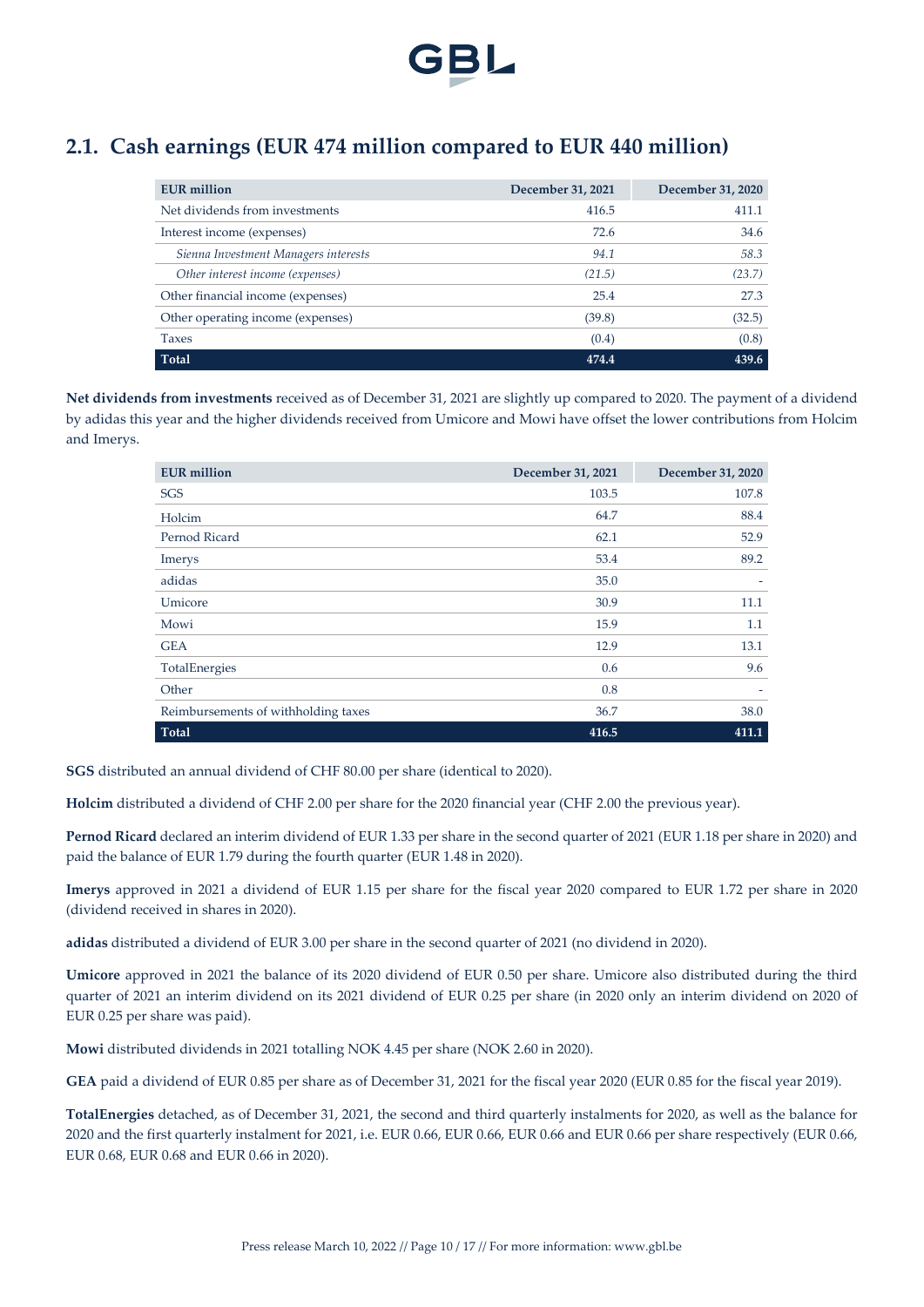## 2.1. Cash earnings (EUR 474 million compared to EUR 440 million)

| EUR million | December 31, 2021 | December 31, 2020 |
|---|---|---|
| Net dividends from investments | 416.5 | 411.1 |
| Interest income (expenses) | 72.6 | 34.6 |
| *Sienna Investment Managers interests* | *94.1* | *58.3* |
| *Other interest income (expenses)* | *(21.5)* | *(23.7)* |
| Other financial income (expenses) | 25.4 | 27.3 |
| Other operating income (expenses) | (39.8) | (32.5) |
| Taxes | (0.4) | (0.8) |
| **Total** | **474.4** | **439.6** |

**Net dividends from investments** received as of December 31, 2021 are slightly up compared to 2020. The payment of a dividend by adidas this year and the higher dividends received from Umicore and Mowi have offset the lower contributions from Holcim and Imerys.

| EUR million | December 31, 2021 | December 31, 2020 |
|---|---|---|
| SGS | 103.5 | 107.8 |
| Holcim | 64.7 | 88.4 |
| Pernod Ricard | 62.1 | 52.9 |
| Imerys | 53.4 | 89.2 |
| adidas | 35.0 | - |
| Umicore | 30.9 | 11.1 |
| Mowi | 15.9 | 1.1 |
| GEA | 12.9 | 13.1 |
| TotalEnergies | 0.6 | 9.6 |
| Other | 0.8 | - |
| Reimbursements of withholding taxes | 36.7 | 38.0 |
| **Total** | **416.5** | **411.1** |

**SGS** distributed an annual dividend of CHF 80.00 per share (identical to 2020).

**Holcim** distributed a dividend of CHF 2.00 per share for the 2020 financial year (CHF 2.00 the previous year).

**Pernod Ricard** declared an interim dividend of EUR 1.33 per share in the second quarter of 2021 (EUR 1.18 per share in 2020) and paid the balance of EUR 1.79 during the fourth quarter (EUR 1.48 in 2020).

**Imerys** approved in 2021 a dividend of EUR 1.15 per share for the fiscal year 2020 compared to EUR 1.72 per share in 2020 (dividend received in shares in 2020).

**adidas** distributed a dividend of EUR 3.00 per share in the second quarter of 2021 (no dividend in 2020).

**Umicore** approved in 2021 the balance of its 2020 dividend of EUR 0.50 per share. Umicore also distributed during the third quarter of 2021 an interim dividend on its 2021 dividend of EUR 0.25 per share (in 2020 only an interim dividend on 2020 of EUR 0.25 per share was paid).

**Mowi** distributed dividends in 2021 totalling NOK 4.45 per share (NOK 2.60 in 2020).

**GEA** paid a dividend of EUR 0.85 per share as of December 31, 2021 for the fiscal year 2020 (EUR 0.85 for the fiscal year 2019).

**TotalEnergies** detached, as of December 31, 2021, the second and third quarterly instalments for 2020, as well as the balance for 2020 and the first quarterly instalment for 2021, i.e. EUR 0.66, EUR 0.66, EUR 0.66 and EUR 0.66 per share respectively (EUR 0.66, EUR 0.68, EUR 0.68 and EUR 0.66 in 2020).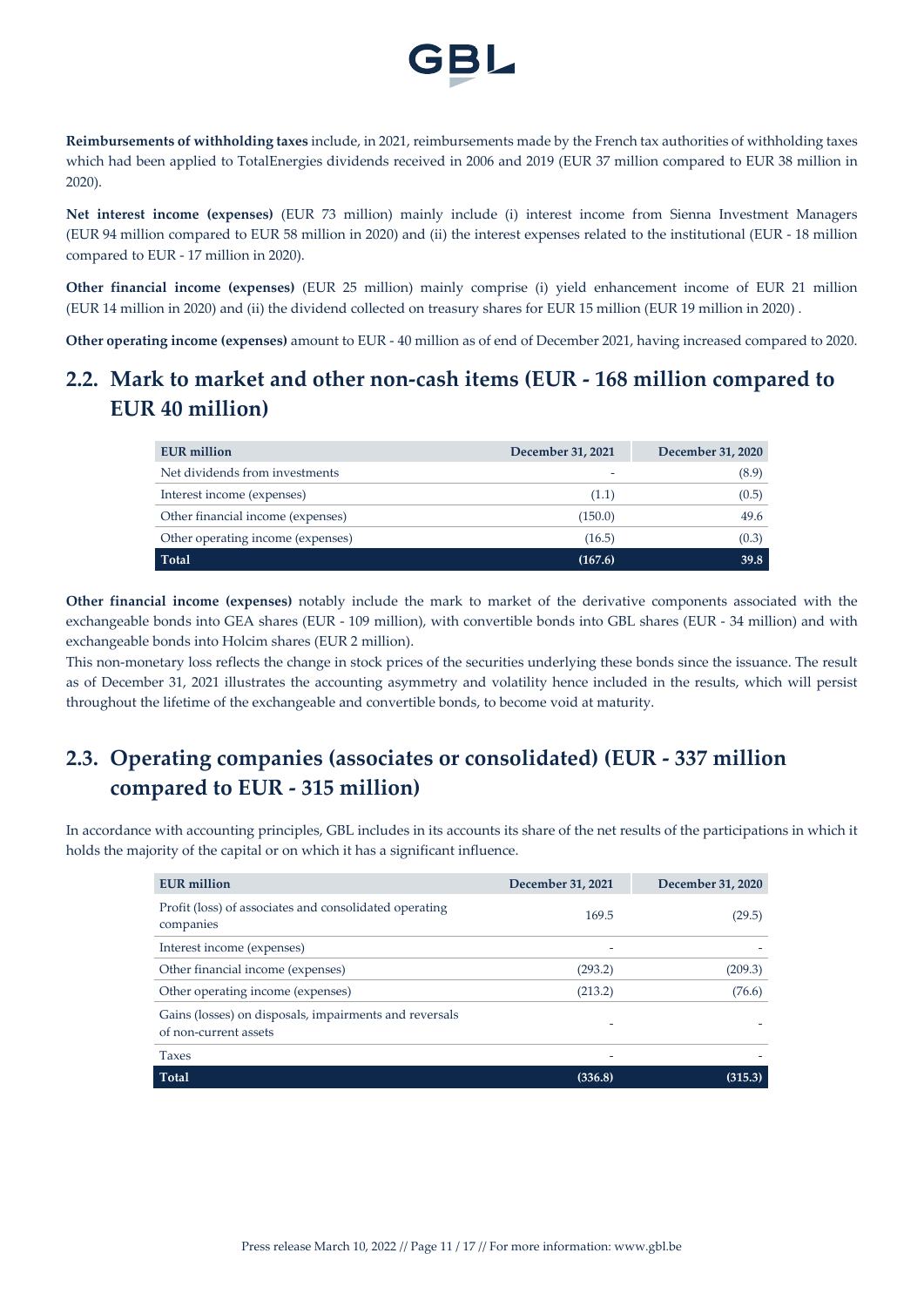**Reimbursements of withholding taxes** include, in 2021, reimbursements made by the French tax authorities of withholding taxes which had been applied to TotalEnergies dividends received in 2006 and 2019 (EUR 37 million compared to EUR 38 million in 2020).

**Net interest income (expenses)** (EUR 73 million) mainly include (i) interest income from Sienna Investment Managers (EUR 94 million compared to EUR 58 million in 2020) and (ii) the interest expenses related to the institutional (EUR - 18 million compared to EUR - 17 million in 2020).

**Other financial income (expenses)** (EUR 25 million) mainly comprise (i) yield enhancement income of EUR 21 million (EUR 14 million in 2020) and (ii) the dividend collected on treasury shares for EUR 15 million (EUR 19 million in 2020) .

**Other operating income (expenses)** amount to EUR - 40 million as of end of December 2021, having increased compared to 2020.

## 2.2. Mark to market and other non-cash items (EUR - 168 million compared to EUR 40 million)

| EUR million | December 31, 2021 | December 31, 2020 |
|---|---|---|
| Net dividends from investments | - | (8.9) |
| Interest income (expenses) | (1.1) | (0.5) |
| Other financial income (expenses) | (150.0) | 49.6 |
| Other operating income (expenses) | (16.5) | (0.3) |
| **Total** | **(167.6)** | **39.8** |

**Other financial income (expenses)** notably include the mark to market of the derivative components associated with the exchangeable bonds into GEA shares (EUR - 109 million), with convertible bonds into GBL shares (EUR - 34 million) and with exchangeable bonds into Holcim shares (EUR 2 million).

This non-monetary loss reflects the change in stock prices of the securities underlying these bonds since the issuance. The result as of December 31, 2021 illustrates the accounting asymmetry and volatility hence included in the results, which will persist throughout the lifetime of the exchangeable and convertible bonds, to become void at maturity.

## 2.3. Operating companies (associates or consolidated) (EUR - 337 million compared to EUR - 315 million)

In accordance with accounting principles, GBL includes in its accounts its share of the net results of the participations in which it holds the majority of the capital or on which it has a significant influence.

| EUR million | December 31, 2021 | December 31, 2020 |
|---|---|---|
| Profit (loss) of associates and consolidated operating companies | 169.5 | (29.5) |
| Interest income (expenses) | - | - |
| Other financial income (expenses) | (293.2) | (209.3) |
| Other operating income (expenses) | (213.2) | (76.6) |
| Gains (losses) on disposals, impairments and reversals of non-current assets | - | - |
| Taxes | - | - |
| **Total** | **(336.8)** | **(315.3)** |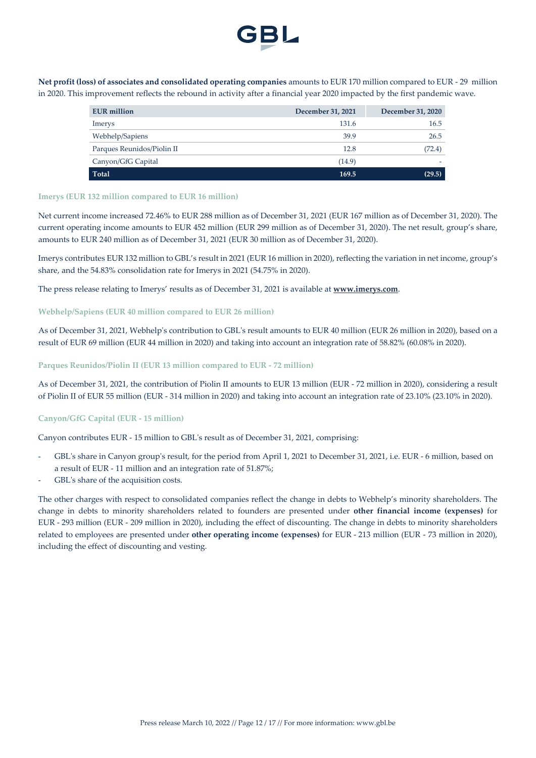**Net profit (loss) of associates and consolidated operating companies** amounts to EUR 170 million compared to EUR - 29 million in 2020. This improvement reflects the rebound in activity after a financial year 2020 impacted by the first pandemic wave.

| EUR million | December 31, 2021 | December 31, 2020 |
| --- | --- | --- |
| Imerys | 131.6 | 16.5 |
| Webhelp/Sapiens | 39.9 | 26.5 |
| Parques Reunidos/Piolin II | 12.8 | (72.4) |
| Canyon/GfG Capital | (14.9) | - |
| **Total** | **169.5** | **(29.5)** |

#### Imerys (EUR 132 million compared to EUR 16 million)

Net current income increased 72.46% to EUR 288 million as of December 31, 2021 (EUR 167 million as of December 31, 2020). The current operating income amounts to EUR 452 million (EUR 299 million as of December 31, 2020). The net result, group's share, amounts to EUR 240 million as of December 31, 2021 (EUR 30 million as of December 31, 2020).

Imerys contributes EUR 132 million to GBL's result in 2021 (EUR 16 million in 2020), reflecting the variation in net income, group's share, and the 54.83% consolidation rate for Imerys in 2021 (54.75% in 2020).

The press release relating to Imerys' results as of December 31, 2021 is available at **www.imerys.com**.

#### Webhelp/Sapiens (EUR 40 million compared to EUR 26 million)

As of December 31, 2021, Webhelp's contribution to GBL's result amounts to EUR 40 million (EUR 26 million in 2020), based on a result of EUR 69 million (EUR 44 million in 2020) and taking into account an integration rate of 58.82% (60.08% in 2020).

#### Parques Reunidos/Piolin II (EUR 13 million compared to EUR - 72 million)

As of December 31, 2021, the contribution of Piolin II amounts to EUR 13 million (EUR - 72 million in 2020), considering a result of Piolin II of EUR 55 million (EUR - 314 million in 2020) and taking into account an integration rate of 23.10% (23.10% in 2020).

#### Canyon/GfG Capital (EUR - 15 million)

Canyon contributes EUR - 15 million to GBL's result as of December 31, 2021, comprising:

- GBL's share in Canyon group's result, for the period from April 1, 2021 to December 31, 2021, i.e. EUR - 6 million, based on a result of EUR - 11 million and an integration rate of 51.87%;
- GBL's share of the acquisition costs.

The other charges with respect to consolidated companies reflect the change in debts to Webhelp's minority shareholders. The change in debts to minority shareholders related to founders are presented under **other financial income (expenses)** for EUR - 293 million (EUR - 209 million in 2020), including the effect of discounting. The change in debts to minority shareholders related to employees are presented under **other operating income (expenses)** for EUR - 213 million (EUR - 73 million in 2020), including the effect of discounting and vesting.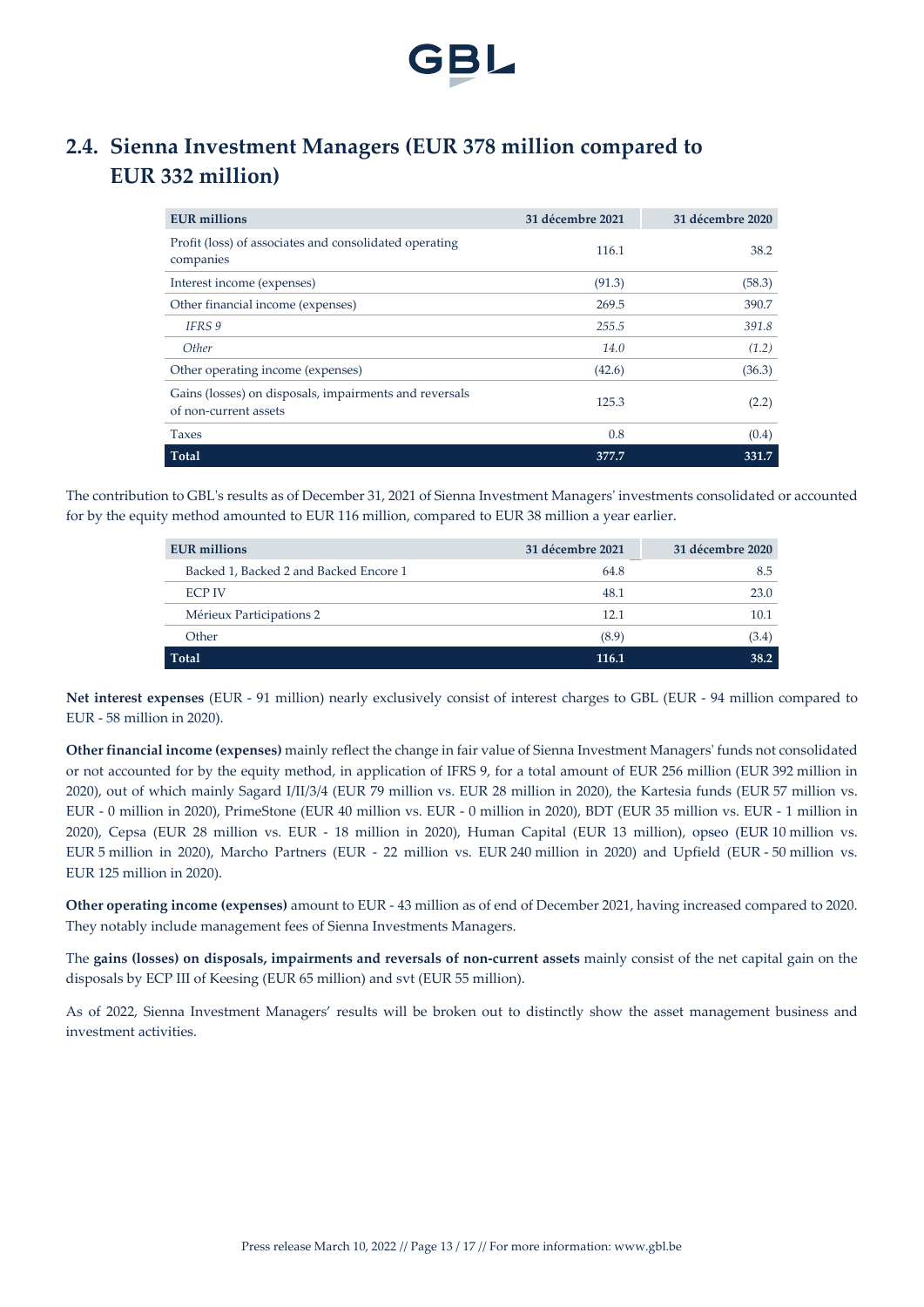## 2.4. Sienna Investment Managers (EUR 378 million compared to EUR 332 million)

| EUR millions | 31 décembre 2021 | 31 décembre 2020 |
|---|---|---|
| Profit (loss) of associates and consolidated operating companies | 116.1 | 38.2 |
| Interest income (expenses) | (91.3) | (58.3) |
| Other financial income (expenses) | 269.5 | 390.7 |
| *IFRS 9* | *255.5* | *391.8* |
| *Other* | *14.0* | *(1.2)* |
| Other operating income (expenses) | (42.6) | (36.3) |
| Gains (losses) on disposals, impairments and reversals of non-current assets | 125.3 | (2.2) |
| Taxes | 0.8 | (0.4) |
| **Total** | **377.7** | **331.7** |

The contribution to GBL's results as of December 31, 2021 of Sienna Investment Managers' investments consolidated or accounted for by the equity method amounted to EUR 116 million, compared to EUR 38 million a year earlier.

| EUR millions | 31 décembre 2021 | 31 décembre 2020 |
|---|---|---|
| Backed 1, Backed 2 and Backed Encore 1 | 64.8 | 8.5 |
| ECP IV | 48.1 | 23.0 |
| Mérieux Participations 2 | 12.1 | 10.1 |
| Other | (8.9) | (3.4) |
| **Total** | **116.1** | **38.2** |

**Net interest expenses** (EUR - 91 million) nearly exclusively consist of interest charges to GBL (EUR - 94 million compared to EUR - 58 million in 2020).

**Other financial income (expenses)** mainly reflect the change in fair value of Sienna Investment Managers' funds not consolidated or not accounted for by the equity method, in application of IFRS 9, for a total amount of EUR 256 million (EUR 392 million in 2020), out of which mainly Sagard I/II/3/4 (EUR 79 million vs. EUR 28 million in 2020), the Kartesia funds (EUR 57 million vs. EUR - 0 million in 2020), PrimeStone (EUR 40 million vs. EUR - 0 million in 2020), BDT (EUR 35 million vs. EUR - 1 million in 2020), Cepsa (EUR 28 million vs. EUR - 18 million in 2020), Human Capital (EUR 13 million), opseo (EUR 10 million vs. EUR 5 million in 2020), Marcho Partners (EUR - 22 million vs. EUR 240 million in 2020) and Upfield (EUR - 50 million vs. EUR 125 million in 2020).

**Other operating income (expenses)** amount to EUR - 43 million as of end of December 2021, having increased compared to 2020. They notably include management fees of Sienna Investments Managers.

The **gains (losses) on disposals, impairments and reversals of non-current assets** mainly consist of the net capital gain on the disposals by ECP III of Keesing (EUR 65 million) and svt (EUR 55 million).

As of 2022, Sienna Investment Managers' results will be broken out to distinctly show the asset management business and investment activities.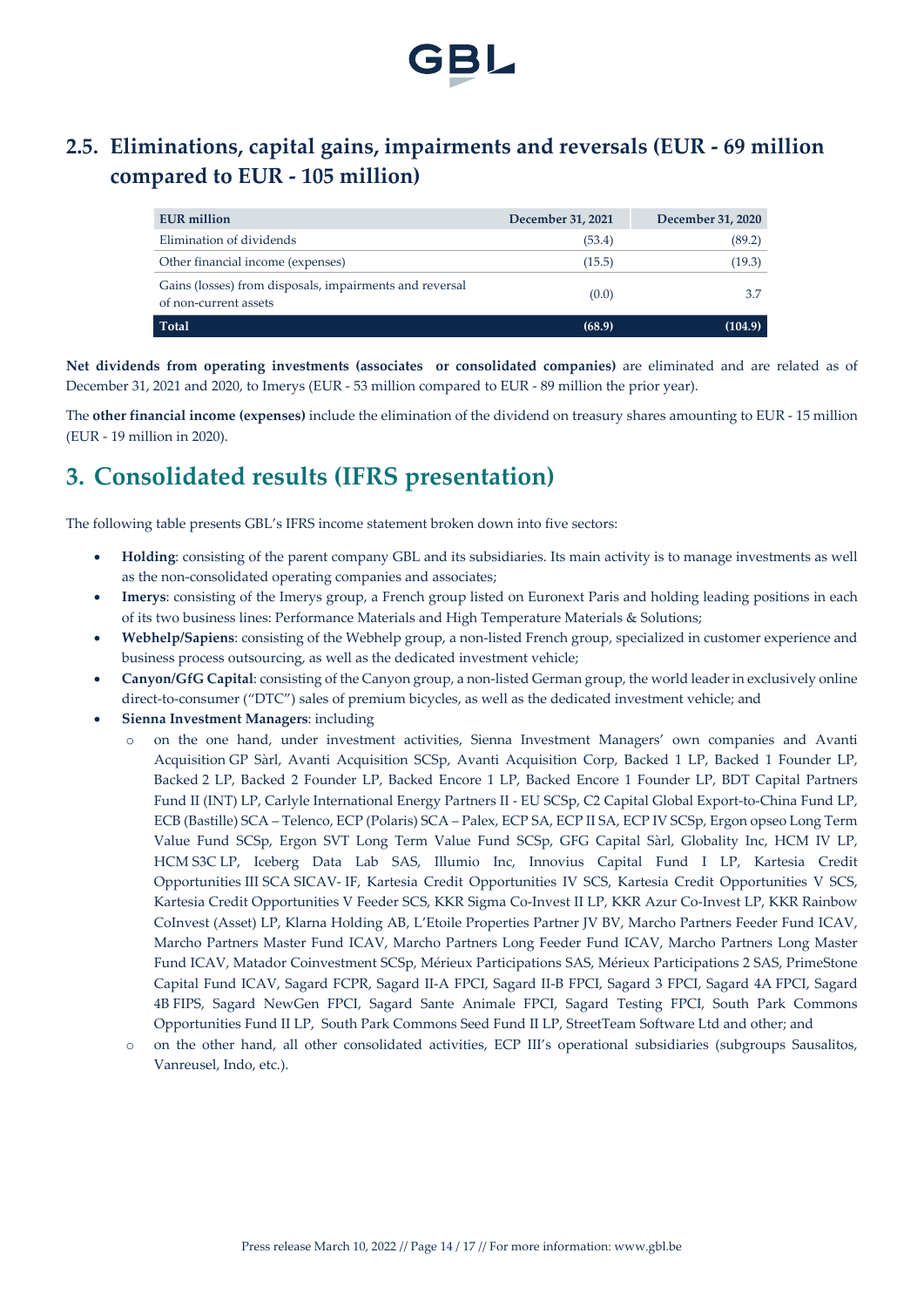## 2.5. Eliminations, capital gains, impairments and reversals (EUR - 69 million compared to EUR - 105 million)

| EUR million | December 31, 2021 | December 31, 2020 |
|---|---|---|
| Elimination of dividends | (53.4) | (89.2) |
| Other financial income (expenses) | (15.5) | (19.3) |
| Gains (losses) from disposals, impairments and reversal of non-current assets | (0.0) | 3.7 |
| **Total** | **(68.9)** | **(104.9)** |

**Net dividends from operating investments (associates or consolidated companies)** are eliminated and are related as of December 31, 2021 and 2020, to Imerys (EUR - 53 million compared to EUR - 89 million the prior year).

The **other financial income (expenses)** include the elimination of the dividend on treasury shares amounting to EUR - 15 million (EUR - 19 million in 2020).

# 3. Consolidated results (IFRS presentation)

The following table presents GBL's IFRS income statement broken down into five sectors:

- **Holding**: consisting of the parent company GBL and its subsidiaries. Its main activity is to manage investments as well as the non-consolidated operating companies and associates;
- **Imerys**: consisting of the Imerys group, a French group listed on Euronext Paris and holding leading positions in each of its two business lines: Performance Materials and High Temperature Materials & Solutions;
- **Webhelp/Sapiens**: consisting of the Webhelp group, a non-listed French group, specialized in customer experience and business process outsourcing, as well as the dedicated investment vehicle;
- **Canyon/GfG Capital**: consisting of the Canyon group, a non-listed German group, the world leader in exclusively online direct-to-consumer ("DTC") sales of premium bicycles, as well as the dedicated investment vehicle; and
- **Sienna Investment Managers**: including
  - on the one hand, under investment activities, Sienna Investment Managers' own companies and Avanti Acquisition GP Sàrl, Avanti Acquisition SCSp, Avanti Acquisition Corp, Backed 1 LP, Backed 1 Founder LP, Backed 2 LP, Backed 2 Founder LP, Backed Encore 1 LP, Backed Encore 1 Founder LP, BDT Capital Partners Fund II (INT) LP, Carlyle International Energy Partners II - EU SCSp, C2 Capital Global Export-to-China Fund LP, ECB (Bastille) SCA – Telenco, ECP (Polaris) SCA – Palex, ECP SA, ECP II SA, ECP IV SCSp, Ergon opseo Long Term Value Fund SCSp, Ergon SVT Long Term Value Fund SCSp, GFG Capital Sàrl, Globality Inc, HCM IV LP, HCM S3C LP, Iceberg Data Lab SAS, Illumio Inc, Innovius Capital Fund I LP, Kartesia Credit Opportunities III SCA SICAV- IF, Kartesia Credit Opportunities IV SCS, Kartesia Credit Opportunities V SCS, Kartesia Credit Opportunities V Feeder SCS, KKR Sigma Co-Invest II LP, KKR Azur Co-Invest LP, KKR Rainbow CoInvest (Asset) LP, Klarna Holding AB, L'Etoile Properties Partner JV BV, Marcho Partners Feeder Fund ICAV, Marcho Partners Master Fund ICAV, Marcho Partners Long Feeder Fund ICAV, Marcho Partners Long Master Fund ICAV, Matador Coinvestment SCSp, Mérieux Participations SAS, Mérieux Participations 2 SAS, PrimeStone Capital Fund ICAV, Sagard FCPR, Sagard II-A FPCI, Sagard II-B FPCI, Sagard 3 FPCI, Sagard 4A FPCI, Sagard 4B FIPS, Sagard NewGen FPCI, Sagard Sante Animale FPCI, Sagard Testing FPCI, South Park Commons Opportunities Fund II LP, South Park Commons Seed Fund II LP, StreetTeam Software Ltd and other; and
  - on the other hand, all other consolidated activities, ECP III's operational subsidiaries (subgroups Sausalitos, Vanreusel, Indo, etc.).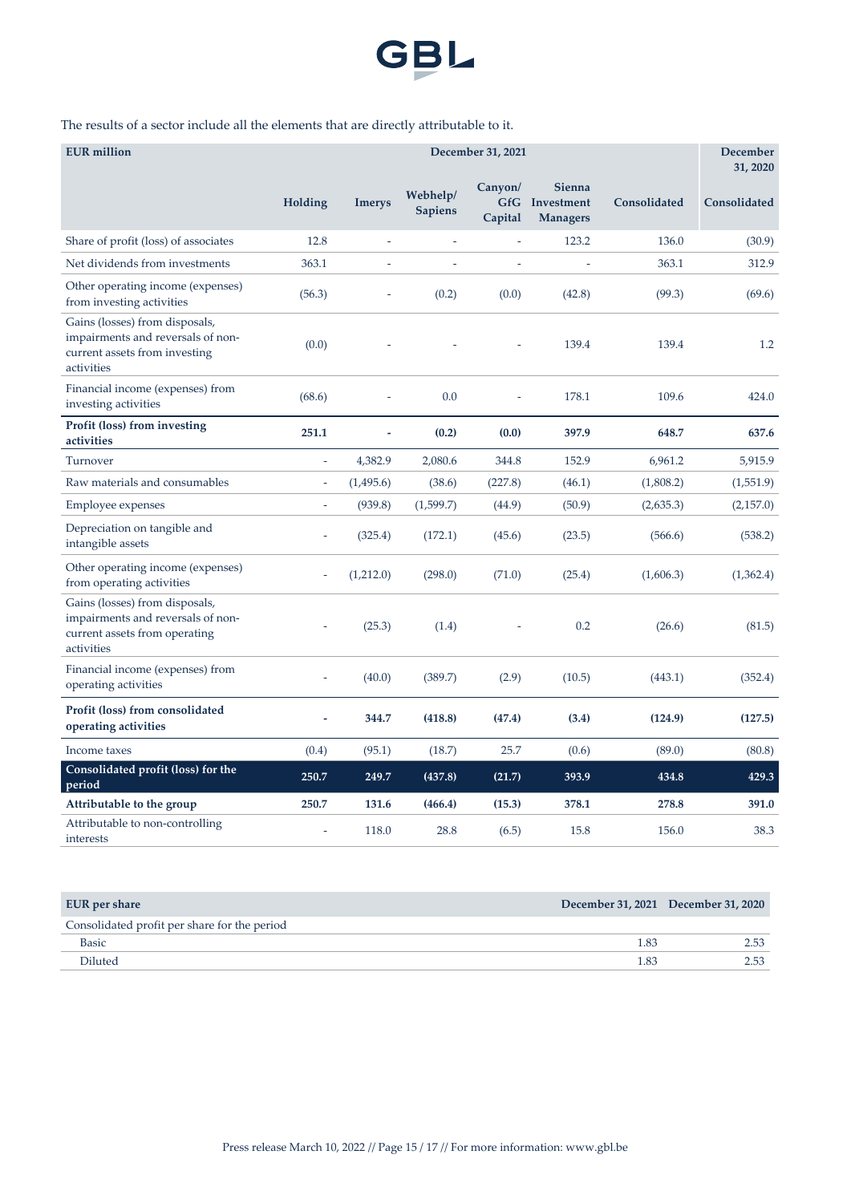The results of a sector include all the elements that are directly attributable to it.

| EUR million | December 31, 2021 | | | | | | December 31, 2020 |
|---|---|---|---|---|---|---|---|
| | Holding | Imerys | Webhelp/ Sapiens | Canyon/ GfG Capital | Sienna Investment Managers | Consolidated | Consolidated |
| Share of profit (loss) of associates | 12.8 | - | - | - | 123.2 | 136.0 | (30.9) |
| Net dividends from investments | 363.1 | - | - | - | - | 363.1 | 312.9 |
| Other operating income (expenses) from investing activities | (56.3) | - | (0.2) | (0.0) | (42.8) | (99.3) | (69.6) |
| Gains (losses) from disposals, impairments and reversals of non-current assets from investing activities | (0.0) | - | - | - | 139.4 | 139.4 | 1.2 |
| Financial income (expenses) from investing activities | (68.6) | - | 0.0 | - | 178.1 | 109.6 | 424.0 |
| **Profit (loss) from investing activities** | **251.1** | **-** | **(0.2)** | **(0.0)** | **397.9** | **648.7** | **637.6** |
| Turnover | - | 4,382.9 | 2,080.6 | 344.8 | 152.9 | 6,961.2 | 5,915.9 |
| Raw materials and consumables | - | (1,495.6) | (38.6) | (227.8) | (46.1) | (1,808.2) | (1,551.9) |
| Employee expenses | - | (939.8) | (1,599.7) | (44.9) | (50.9) | (2,635.3) | (2,157.0) |
| Depreciation on tangible and intangible assets | - | (325.4) | (172.1) | (45.6) | (23.5) | (566.6) | (538.2) |
| Other operating income (expenses) from operating activities | - | (1,212.0) | (298.0) | (71.0) | (25.4) | (1,606.3) | (1,362.4) |
| Gains (losses) from disposals, impairments and reversals of non-current assets from operating activities | - | (25.3) | (1.4) | - | 0.2 | (26.6) | (81.5) |
| Financial income (expenses) from operating activities | - | (40.0) | (389.7) | (2.9) | (10.5) | (443.1) | (352.4) |
| **Profit (loss) from consolidated operating activities** | **-** | **344.7** | **(418.8)** | **(47.4)** | **(3.4)** | **(124.9)** | **(127.5)** |
| Income taxes | (0.4) | (95.1) | (18.7) | 25.7 | (0.6) | (89.0) | (80.8) |
| **Consolidated profit (loss) for the period** | **250.7** | **249.7** | **(437.8)** | **(21.7)** | **393.9** | **434.8** | **429.3** |
| **Attributable to the group** | **250.7** | **131.6** | **(466.4)** | **(15.3)** | **378.1** | **278.8** | **391.0** |
| Attributable to non-controlling interests | - | 118.0 | 28.8 | (6.5) | 15.8 | 156.0 | 38.3 |

| EUR per share | December 31, 2021 | December 31, 2020 |
|---|---|---|
| Consolidated profit per share for the period | | |
| Basic | 1.83 | 2.53 |
| Diluted | 1.83 | 2.53 |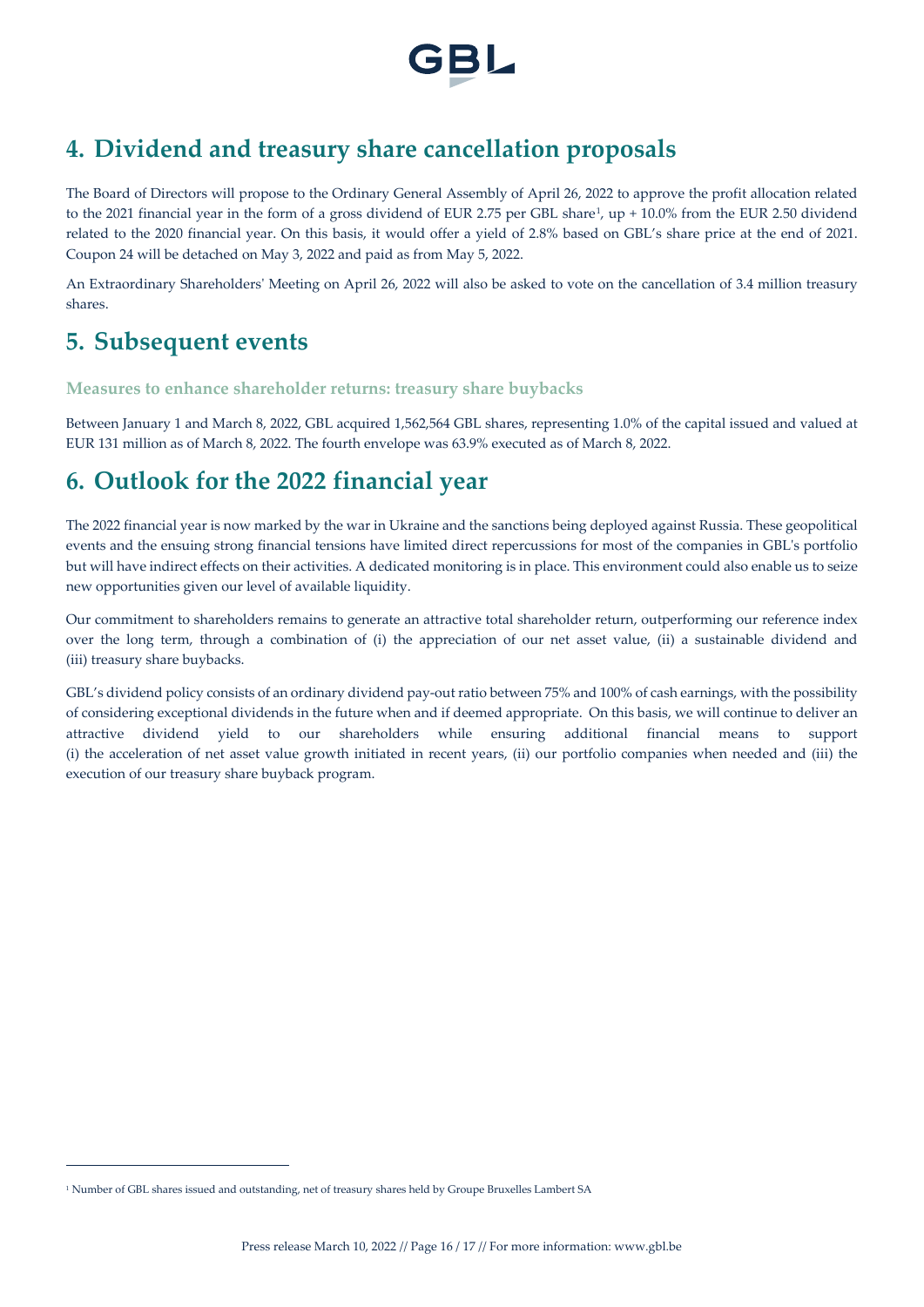# 4. Dividend and treasury share cancellation proposals

The Board of Directors will propose to the Ordinary General Assembly of April 26, 2022 to approve the profit allocation related to the 2021 financial year in the form of a gross dividend of EUR 2.75 per GBL share[1], up + 10.0% from the EUR 2.50 dividend related to the 2020 financial year. On this basis, it would offer a yield of 2.8% based on GBL's share price at the end of 2021. Coupon 24 will be detached on May 3, 2022 and paid as from May 5, 2022.

An Extraordinary Shareholders' Meeting on April 26, 2022 will also be asked to vote on the cancellation of 3.4 million treasury shares.

# 5. Subsequent events

### Measures to enhance shareholder returns: treasury share buybacks

Between January 1 and March 8, 2022, GBL acquired 1,562,564 GBL shares, representing 1.0% of the capital issued and valued at EUR 131 million as of March 8, 2022. The fourth envelope was 63.9% executed as of March 8, 2022.

# 6. Outlook for the 2022 financial year

The 2022 financial year is now marked by the war in Ukraine and the sanctions being deployed against Russia. These geopolitical events and the ensuing strong financial tensions have limited direct repercussions for most of the companies in GBL's portfolio but will have indirect effects on their activities. A dedicated monitoring is in place. This environment could also enable us to seize new opportunities given our level of available liquidity.

Our commitment to shareholders remains to generate an attractive total shareholder return, outperforming our reference index over the long term, through a combination of (i) the appreciation of our net asset value, (ii) a sustainable dividend and (iii) treasury share buybacks.

GBL's dividend policy consists of an ordinary dividend pay-out ratio between 75% and 100% of cash earnings, with the possibility of considering exceptional dividends in the future when and if deemed appropriate. On this basis, we will continue to deliver an attractive dividend yield to our shareholders while ensuring additional financial means to support (i) the acceleration of net asset value growth initiated in recent years, (ii) our portfolio companies when needed and (iii) the execution of our treasury share buyback program.

---

[1] Number of GBL shares issued and outstanding, net of treasury shares held by Groupe Bruxelles Lambert SA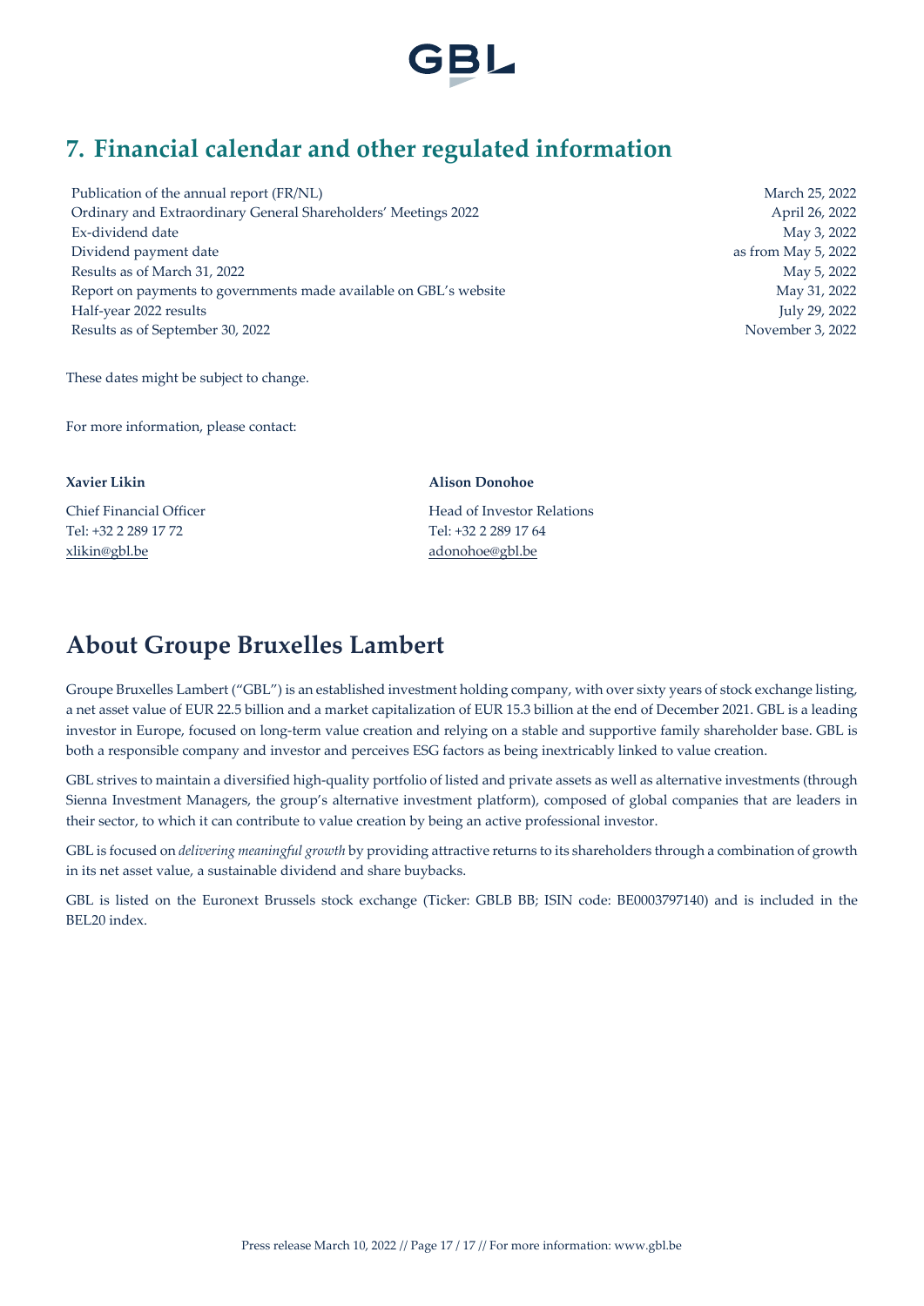## 7. Financial calendar and other regulated information

| | |
|---|---|
| Publication of the annual report (FR/NL) | March 25, 2022 |
| Ordinary and Extraordinary General Shareholders' Meetings 2022 | April 26, 2022 |
| Ex-dividend date | May 3, 2022 |
| Dividend payment date | as from May 5, 2022 |
| Results as of March 31, 2022 | May 5, 2022 |
| Report on payments to governments made available on GBL's website | May 31, 2022 |
| Half-year 2022 results | July 29, 2022 |
| Results as of September 30, 2022 | November 3, 2022 |

These dates might be subject to change.

For more information, please contact:

**Xavier Likin**

Chief Financial Officer
Tel: +32 2 289 17 72
xlikin@gbl.be

**Alison Donohoe**

Head of Investor Relations
Tel: +32 2 289 17 64
adonohoe@gbl.be

## About Groupe Bruxelles Lambert

Groupe Bruxelles Lambert ("GBL") is an established investment holding company, with over sixty years of stock exchange listing, a net asset value of EUR 22.5 billion and a market capitalization of EUR 15.3 billion at the end of December 2021. GBL is a leading investor in Europe, focused on long-term value creation and relying on a stable and supportive family shareholder base. GBL is both a responsible company and investor and perceives ESG factors as being inextricably linked to value creation.

GBL strives to maintain a diversified high-quality portfolio of listed and private assets as well as alternative investments (through Sienna Investment Managers, the group's alternative investment platform), composed of global companies that are leaders in their sector, to which it can contribute to value creation by being an active professional investor.

GBL is focused on *delivering meaningful growth* by providing attractive returns to its shareholders through a combination of growth in its net asset value, a sustainable dividend and share buybacks.

GBL is listed on the Euronext Brussels stock exchange (Ticker: GBLB BB; ISIN code: BE0003797140) and is included in the BEL20 index.